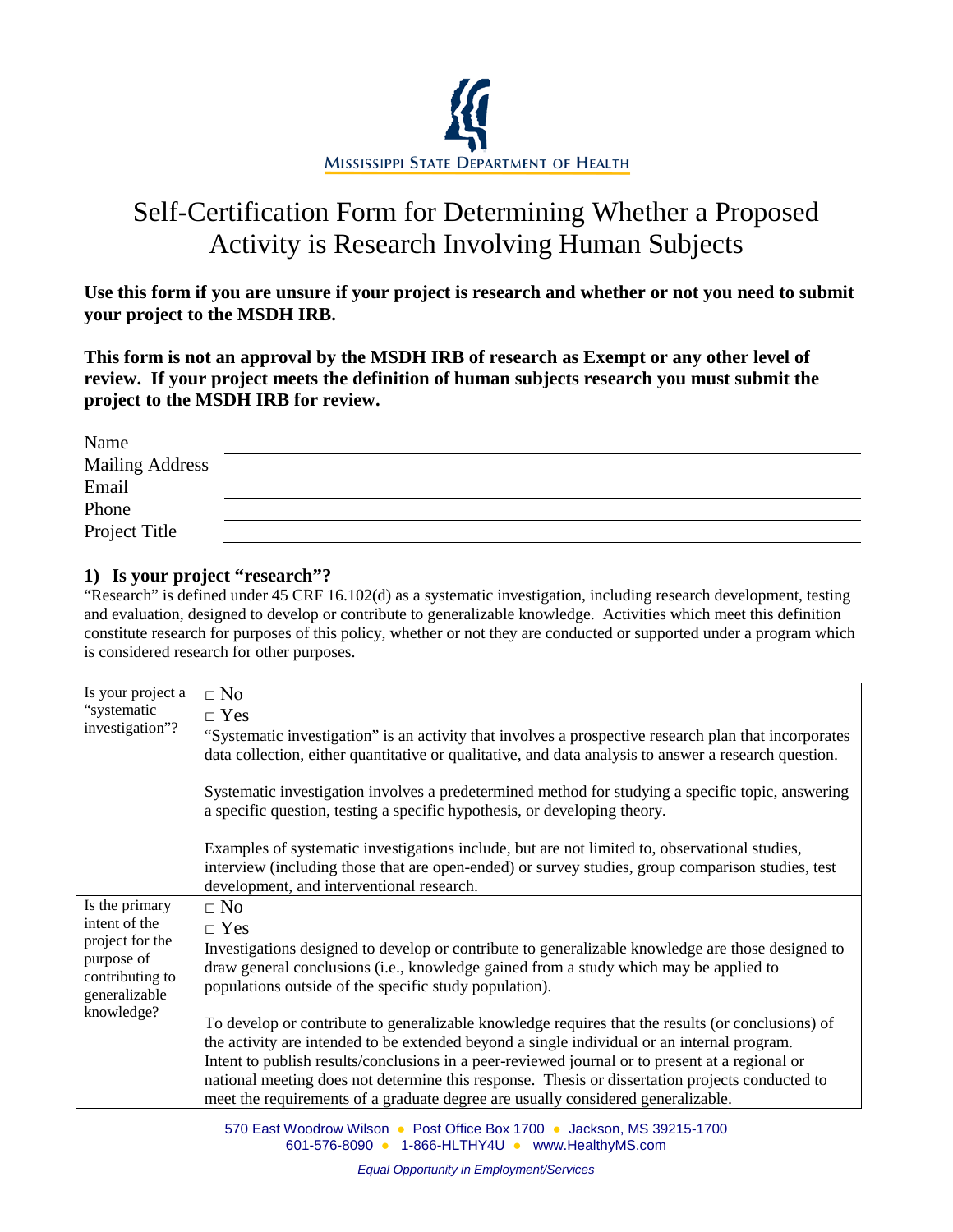MISSISSIPPI STATE DEPARTMENT OF HEALTH

# Self-Certification Form for Determining Whether a Proposed Activity is Research Involving Human Subjects

**Use this form if you are unsure if your project is research and whether or not you need to submit your project to the MSDH IRB.**

**This form is not an approval by the MSDH IRB of research as Exempt or any other level of review. If your project meets the definition of human subjects research you must submit the project to the MSDH IRB for review.**

Name \_\_\_\_\_\_\_\_\_\_\_\_\_\_\_\_\_\_\_\_\_\_\_\_\_\_\_\_\_\_\_\_\_\_\_\_\_\_\_\_

Mailing Address \_\_\_\_\_\_\_\_\_\_\_\_\_\_\_\_\_\_\_\_\_\_\_\_\_\_\_\_\_\_\_\_\_\_\_\_\_\_\_\_

Email \_\_\_\_\_\_\_\_\_\_\_\_\_\_\_\_\_\_\_\_\_\_\_\_\_\_\_\_\_\_\_\_\_\_\_\_\_\_\_\_

Phone \_\_\_\_\_\_\_\_\_\_\_\_\_\_\_\_\_\_\_\_\_\_\_\_\_\_\_\_\_\_\_\_\_\_\_\_\_\_\_\_

Project Title \_\_\_\_\_\_\_\_\_\_\_\_\_\_\_\_\_\_\_\_\_\_\_\_\_\_\_\_\_\_\_\_\_\_\_\_\_\_\_\_

## 1) Is your project "research"?

"Research" is defined under 45 CRF 16.102(d) as a systematic investigation, including research development, testing and evaluation, designed to develop or contribute to generalizable knowledge. Activities which meet this definition constitute research for purposes of this policy, whether or not they are conducted or supported under a program which is considered research for other purposes.

| | |
|---|---|
| Is your project a "systematic investigation"? | □ No<br>□ Yes<br>"Systematic investigation" is an activity that involves a prospective research plan that incorporates data collection, either quantitative or qualitative, and data analysis to answer a research question.<br><br>Systematic investigation involves a predetermined method for studying a specific topic, answering a specific question, testing a specific hypothesis, or developing theory.<br><br>Examples of systematic investigations include, but are not limited to, observational studies, interview (including those that are open-ended) or survey studies, group comparison studies, test development, and interventional research. |
| Is the primary intent of the project for the purpose of contributing to generalizable knowledge? | □ No<br>□ Yes<br>Investigations designed to develop or contribute to generalizable knowledge are those designed to draw general conclusions (i.e., knowledge gained from a study which may be applied to populations outside of the specific study population).<br><br>To develop or contribute to generalizable knowledge requires that the results (or conclusions) of the activity are intended to be extended beyond a single individual or an internal program. Intent to publish results/conclusions in a peer-reviewed journal or to present at a regional or national meeting does not determine this response. Thesis or dissertation projects conducted to meet the requirements of a graduate degree are usually considered generalizable. |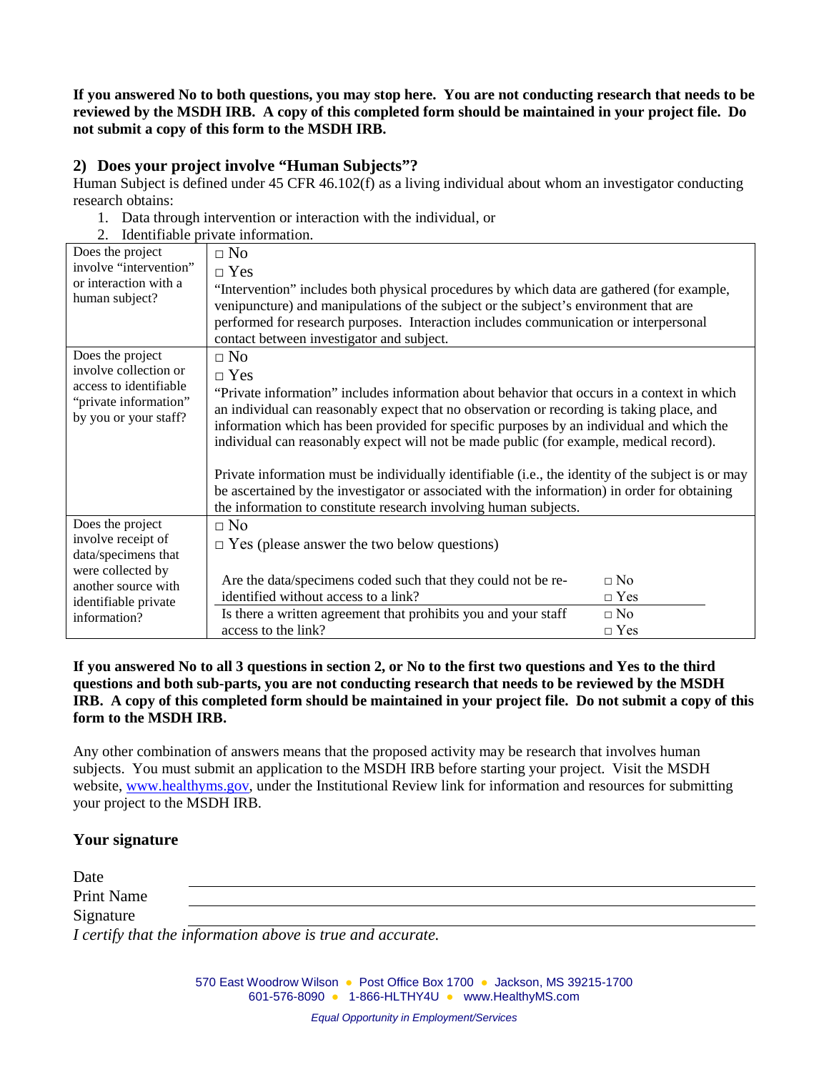**If you answered No to both questions, you may stop here. You are not conducting research that needs to be reviewed by the MSDH IRB. A copy of this completed form should be maintained in your project file. Do not submit a copy of this form to the MSDH IRB.**

## 2) Does your project involve "Human Subjects"?

Human Subject is defined under 45 CFR 46.102(f) as a living individual about whom an investigator conducting research obtains:

1. Data through intervention or interaction with the individual, or
2. Identifiable private information.

| | |
|---|---|
| Does the project involve "intervention" or interaction with a human subject? | □ No<br>□ Yes<br>"Intervention" includes both physical procedures by which data are gathered (for example, venipuncture) and manipulations of the subject or the subject's environment that are performed for research purposes. Interaction includes communication or interpersonal contact between investigator and subject. |
| Does the project involve collection or access to identifiable "private information" by you or your staff? | □ No<br>□ Yes<br>"Private information" includes information about behavior that occurs in a context in which an individual can reasonably expect that no observation or recording is taking place, and information which has been provided for specific purposes by an individual and which the individual can reasonably expect will not be made public (for example, medical record).<br><br>Private information must be individually identifiable (i.e., the identity of the subject is or may be ascertained by the investigator or associated with the information) in order for obtaining the information to constitute research involving human subjects. |
| Does the project involve receipt of data/specimens that were collected by another source with identifiable private information? | □ No<br>□ Yes (please answer the two below questions)<br><br>Are the data/specimens coded such that they could not be re-identified without access to a link? □ No □ Yes<br>Is there a written agreement that prohibits you and your staff access to the link? □ No □ Yes |

**If you answered No to all 3 questions in section 2, or No to the first two questions and Yes to the third questions and both sub-parts, you are not conducting research that needs to be reviewed by the MSDH IRB. A copy of this completed form should be maintained in your project file. Do not submit a copy of this form to the MSDH IRB.**

Any other combination of answers means that the proposed activity may be research that involves human subjects. You must submit an application to the MSDH IRB before starting your project. Visit the MSDH website, www.healthyms.gov, under the Institutional Review link for information and resources for submitting your project to the MSDH IRB.

### Your signature

Date \_\_\_\_\_\_\_\_\_\_\_\_\_\_\_\_\_\_\_\_

Print Name \_\_\_\_\_\_\_\_\_\_\_\_\_\_\_\_\_\_\_\_

Signature \_\_\_\_\_\_\_\_\_\_\_\_\_\_\_\_\_\_\_\_

*I certify that the information above is true and accurate.*

570 East Woodrow Wilson • Post Office Box 1700 • Jackson, MS 39215-1700
601-576-8090 • 1-866-HLTHY4U • www.HealthyMS.com

*Equal Opportunity in Employment/Services*